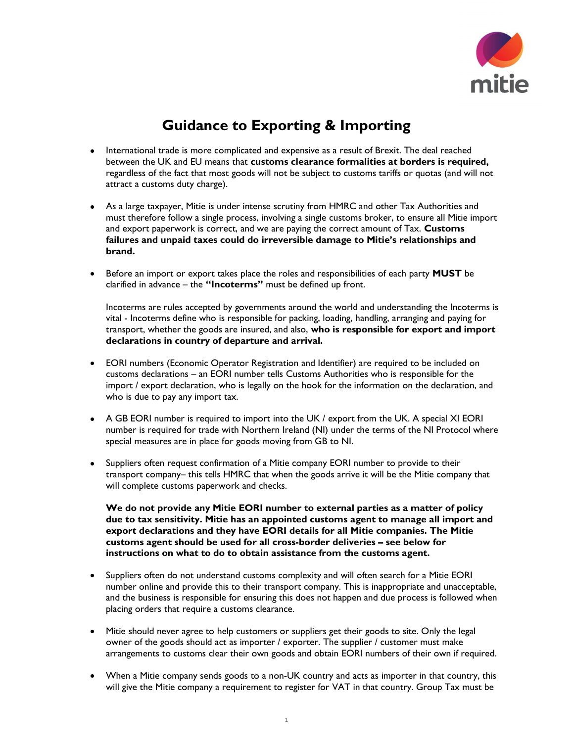# Guidance to Exporting & Importing

- International trade is more complicated and expensive as a result of Brexit. The deal reached between the UK and EU means that **customs clearance formalities at borders is required,** regardless of the fact that most goods will not be subject to customs tariffs or quotas (and will not attract a customs duty charge).

- As a large taxpayer, Mitie is under intense scrutiny from HMRC and other Tax Authorities and must therefore follow a single process, involving a single customs broker, to ensure all Mitie import and export paperwork is correct, and we are paying the correct amount of Tax. **Customs failures and unpaid taxes could do irreversible damage to Mitie's relationships and brand.**

- Before an import or export takes place the roles and responsibilities of each party **MUST** be clarified in advance – the **"Incoterms"** must be defined up front.

  Incoterms are rules accepted by governments around the world and understanding the Incoterms is vital - Incoterms define who is responsible for packing, loading, handling, arranging and paying for transport, whether the goods are insured, and also, **who is responsible for export and import declarations in country of departure and arrival.**

- EORI numbers (Economic Operator Registration and Identifier) are required to be included on customs declarations – an EORI number tells Customs Authorities who is responsible for the import / export declaration, who is legally on the hook for the information on the declaration, and who is due to pay any import tax.

- A GB EORI number is required to import into the UK / export from the UK. A special XI EORI number is required for trade with Northern Ireland (NI) under the terms of the NI Protocol where special measures are in place for goods moving from GB to NI.

- Suppliers often request confirmation of a Mitie company EORI number to provide to their transport company– this tells HMRC that when the goods arrive it will be the Mitie company that will complete customs paperwork and checks.

  **We do not provide any Mitie EORI number to external parties as a matter of policy due to tax sensitivity. Mitie has an appointed customs agent to manage all import and export declarations and they have EORI details for all Mitie companies. The Mitie customs agent should be used for all cross-border deliveries – see below for instructions on what to do to obtain assistance from the customs agent.**

- Suppliers often do not understand customs complexity and will often search for a Mitie EORI number online and provide this to their transport company. This is inappropriate and unacceptable, and the business is responsible for ensuring this does not happen and due process is followed when placing orders that require a customs clearance.

- Mitie should never agree to help customers or suppliers get their goods to site. Only the legal owner of the goods should act as importer / exporter. The supplier / customer must make arrangements to customs clear their own goods and obtain EORI numbers of their own if required.

- When a Mitie company sends goods to a non-UK country and acts as importer in that country, this will give the Mitie company a requirement to register for VAT in that country. Group Tax must be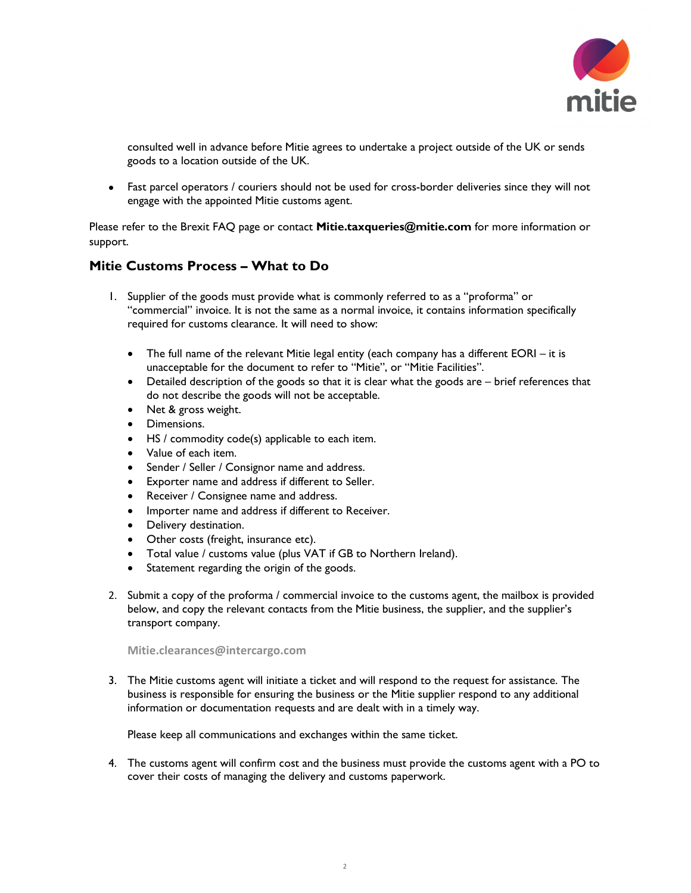consulted well in advance before Mitie agrees to undertake a project outside of the UK or sends goods to a location outside of the UK.

- Fast parcel operators / couriers should not be used for cross-border deliveries since they will not engage with the appointed Mitie customs agent.

Please refer to the Brexit FAQ page or contact **Mitie.taxqueries@mitie.com** for more information or support.

## Mitie Customs Process – What to Do

1. Supplier of the goods must provide what is commonly referred to as a "proforma" or "commercial" invoice. It is not the same as a normal invoice, it contains information specifically required for customs clearance. It will need to show:

   - The full name of the relevant Mitie legal entity (each company has a different EORI – it is unacceptable for the document to refer to "Mitie", or "Mitie Facilities".
   - Detailed description of the goods so that it is clear what the goods are – brief references that do not describe the goods will not be acceptable.
   - Net & gross weight.
   - Dimensions.
   - HS / commodity code(s) applicable to each item.
   - Value of each item.
   - Sender / Seller / Consignor name and address.
   - Exporter name and address if different to Seller.
   - Receiver / Consignee name and address.
   - Importer name and address if different to Receiver.
   - Delivery destination.
   - Other costs (freight, insurance etc).
   - Total value / customs value (plus VAT if GB to Northern Ireland).
   - Statement regarding the origin of the goods.

2. Submit a copy of the proforma / commercial invoice to the customs agent, the mailbox is provided below, and copy the relevant contacts from the Mitie business, the supplier, and the supplier's transport company.

   **Mitie.clearances@intercargo.com**

3. The Mitie customs agent will initiate a ticket and will respond to the request for assistance. The business is responsible for ensuring the business or the Mitie supplier respond to any additional information or documentation requests and are dealt with in a timely way.

   Please keep all communications and exchanges within the same ticket.

4. The customs agent will confirm cost and the business must provide the customs agent with a PO to cover their costs of managing the delivery and customs paperwork.